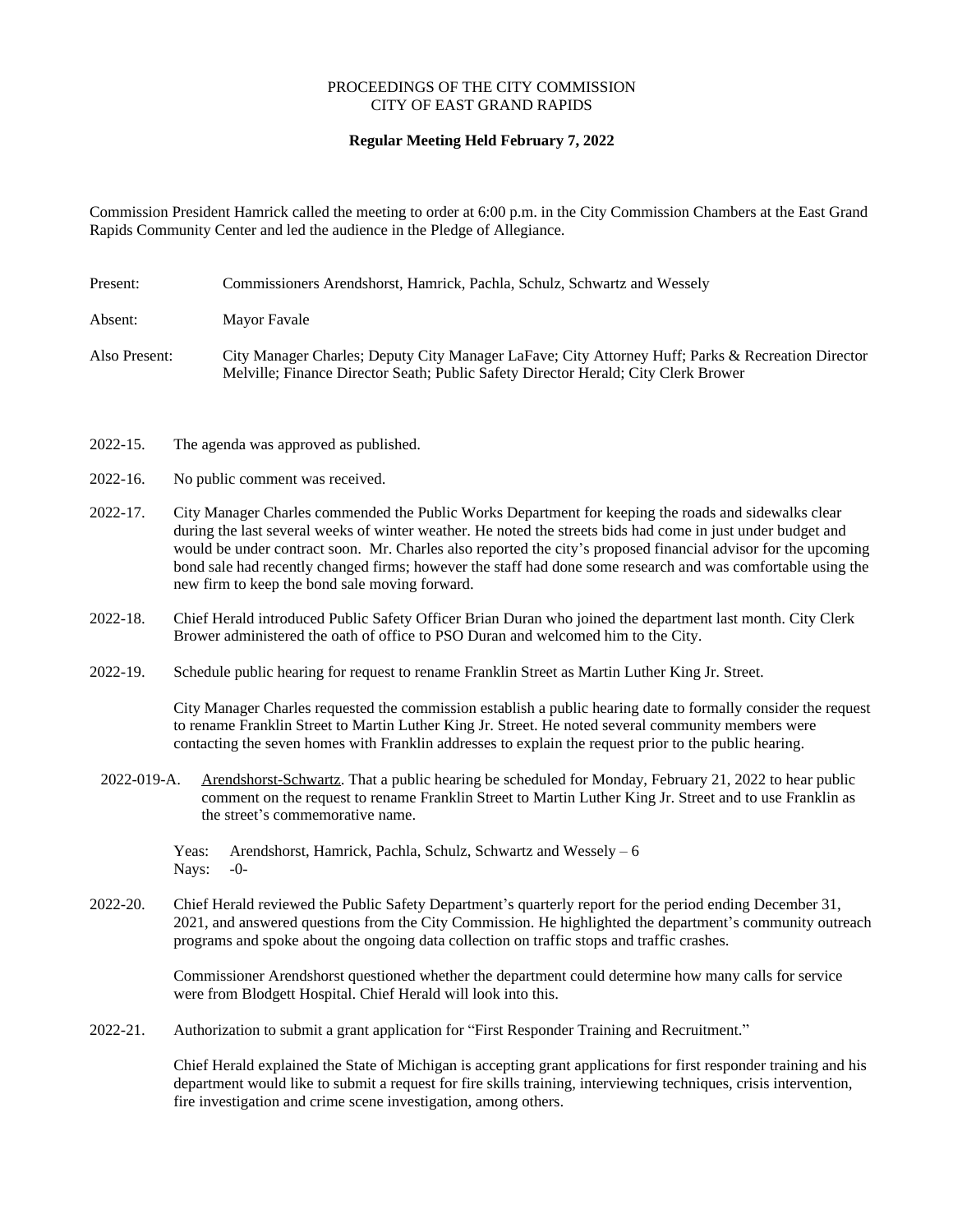PROCEEDINGS OF THE CITY COMMISSION
CITY OF EAST GRAND RAPIDS

**Regular Meeting Held February 7, 2022**

Commission President Hamrick called the meeting to order at 6:00 p.m. in the City Commission Chambers at the East Grand Rapids Community Center and led the audience in the Pledge of Allegiance.

Present: Commissioners Arendshorst, Hamrick, Pachla, Schulz, Schwartz and Wessely

Absent: Mayor Favale

Also Present: City Manager Charles; Deputy City Manager LaFave; City Attorney Huff; Parks & Recreation Director Melville; Finance Director Seath; Public Safety Director Herald; City Clerk Brower

2022-15. The agenda was approved as published.

2022-16. No public comment was received.

2022-17. City Manager Charles commended the Public Works Department for keeping the roads and sidewalks clear during the last several weeks of winter weather. He noted the streets bids had come in just under budget and would be under contract soon. Mr. Charles also reported the city's proposed financial advisor for the upcoming bond sale had recently changed firms; however the staff had done some research and was comfortable using the new firm to keep the bond sale moving forward.

2022-18. Chief Herald introduced Public Safety Officer Brian Duran who joined the department last month. City Clerk Brower administered the oath of office to PSO Duran and welcomed him to the City.

2022-19. Schedule public hearing for request to rename Franklin Street as Martin Luther King Jr. Street.

City Manager Charles requested the commission establish a public hearing date to formally consider the request to rename Franklin Street to Martin Luther King Jr. Street. He noted several community members were contacting the seven homes with Franklin addresses to explain the request prior to the public hearing.

2022-019-A. Arendshorst-Schwartz. That a public hearing be scheduled for Monday, February 21, 2022 to hear public comment on the request to rename Franklin Street to Martin Luther King Jr. Street and to use Franklin as the street's commemorative name.

Yeas: Arendshorst, Hamrick, Pachla, Schulz, Schwartz and Wessely – 6
Nays: -0-

2022-20. Chief Herald reviewed the Public Safety Department's quarterly report for the period ending December 31, 2021, and answered questions from the City Commission. He highlighted the department's community outreach programs and spoke about the ongoing data collection on traffic stops and traffic crashes.

Commissioner Arendshorst questioned whether the department could determine how many calls for service were from Blodgett Hospital. Chief Herald will look into this.

2022-21. Authorization to submit a grant application for "First Responder Training and Recruitment."

Chief Herald explained the State of Michigan is accepting grant applications for first responder training and his department would like to submit a request for fire skills training, interviewing techniques, crisis intervention, fire investigation and crime scene investigation, among others.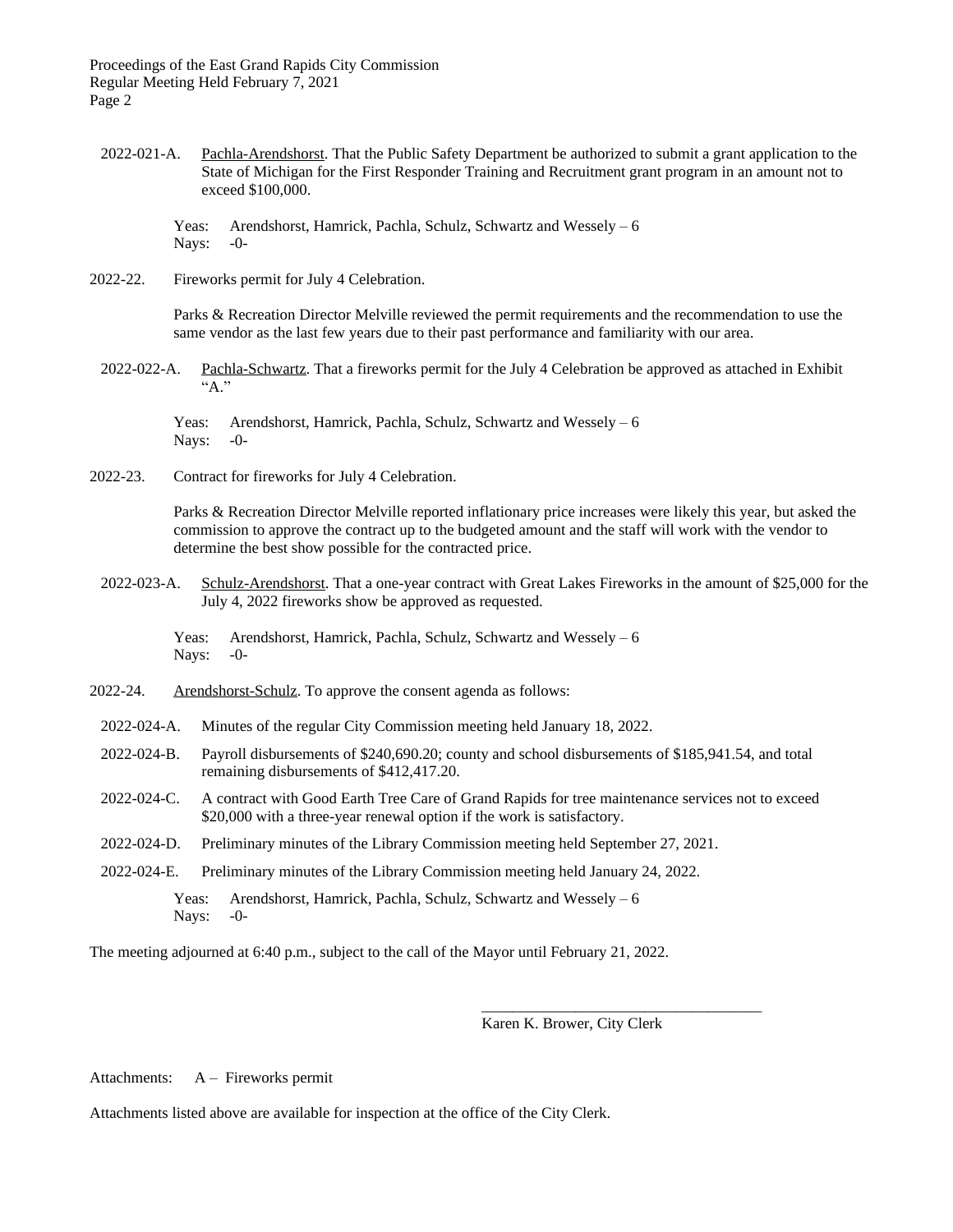2022-021-A. Pachla-Arendshorst. That the Public Safety Department be authorized to submit a grant application to the State of Michigan for the First Responder Training and Recruitment grant program in an amount not to exceed $100,000.

Yeas: Arendshorst, Hamrick, Pachla, Schulz, Schwartz and Wessely – 6
Nays: -0-

2022-22. Fireworks permit for July 4 Celebration.

Parks & Recreation Director Melville reviewed the permit requirements and the recommendation to use the same vendor as the last few years due to their past performance and familiarity with our area.

2022-022-A. Pachla-Schwartz. That a fireworks permit for the July 4 Celebration be approved as attached in Exhibit "A."

Yeas: Arendshorst, Hamrick, Pachla, Schulz, Schwartz and Wessely – 6
Nays: -0-

2022-23. Contract for fireworks for July 4 Celebration.

Parks & Recreation Director Melville reported inflationary price increases were likely this year, but asked the commission to approve the contract up to the budgeted amount and the staff will work with the vendor to determine the best show possible for the contracted price.

2022-023-A. Schulz-Arendshorst. That a one-year contract with Great Lakes Fireworks in the amount of $25,000 for the July 4, 2022 fireworks show be approved as requested.

Yeas: Arendshorst, Hamrick, Pachla, Schulz, Schwartz and Wessely – 6
Nays: -0-

2022-24. Arendshorst-Schulz. To approve the consent agenda as follows:

2022-024-A. Minutes of the regular City Commission meeting held January 18, 2022.

2022-024-B. Payroll disbursements of $240,690.20; county and school disbursements of $185,941.54, and total remaining disbursements of $412,417.20.

2022-024-C. A contract with Good Earth Tree Care of Grand Rapids for tree maintenance services not to exceed $20,000 with a three-year renewal option if the work is satisfactory.

2022-024-D. Preliminary minutes of the Library Commission meeting held September 27, 2021.

2022-024-E. Preliminary minutes of the Library Commission meeting held January 24, 2022.

Yeas: Arendshorst, Hamrick, Pachla, Schulz, Schwartz and Wessely – 6
Nays: -0-

The meeting adjourned at 6:40 p.m., subject to the call of the Mayor until February 21, 2022.

\_\_\_\_\_\_\_\_\_\_\_\_\_\_\_\_\_\_\_\_\_\_\_\_\_\_\_\_\_\_\_\_\_\_\_\_
Karen K. Brower, City Clerk

Attachments: A – Fireworks permit

Attachments listed above are available for inspection at the office of the City Clerk.